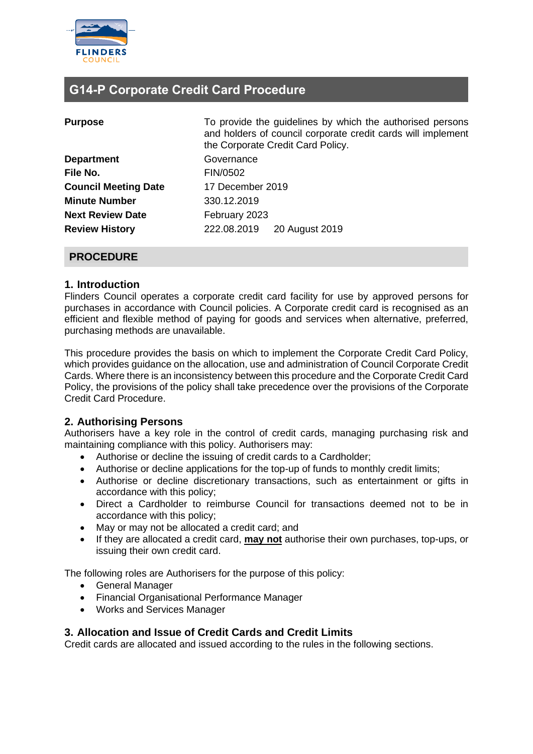# G14-P Corporate Credit Card Procedure

| | |
|---|---|
| **Purpose** | To provide the guidelines by which the authorised persons and holders of council corporate credit cards will implement the Corporate Credit Card Policy. |
| **Department** | Governance |
| **File No.** | FIN/0502 |
| **Council Meeting Date** | 17 December 2019 |
| **Minute Number** | 330.12.2019 |
| **Next Review Date** | February 2023 |
| **Review History** | 222.08.2019 20 August 2019 |

## PROCEDURE

### 1. Introduction

Flinders Council operates a corporate credit card facility for use by approved persons for purchases in accordance with Council policies. A Corporate credit card is recognised as an efficient and flexible method of paying for goods and services when alternative, preferred, purchasing methods are unavailable.

This procedure provides the basis on which to implement the Corporate Credit Card Policy, which provides guidance on the allocation, use and administration of Council Corporate Credit Cards. Where there is an inconsistency between this procedure and the Corporate Credit Card Policy, the provisions of the policy shall take precedence over the provisions of the Corporate Credit Card Procedure.

### 2. Authorising Persons

Authorisers have a key role in the control of credit cards, managing purchasing risk and maintaining compliance with this policy. Authorisers may:

- Authorise or decline the issuing of credit cards to a Cardholder;
- Authorise or decline applications for the top-up of funds to monthly credit limits;
- Authorise or decline discretionary transactions, such as entertainment or gifts in accordance with this policy;
- Direct a Cardholder to reimburse Council for transactions deemed not to be in accordance with this policy;
- May or may not be allocated a credit card; and
- If they are allocated a credit card, **may not** authorise their own purchases, top-ups, or issuing their own credit card.

The following roles are Authorisers for the purpose of this policy:

- General Manager
- Financial Organisational Performance Manager
- Works and Services Manager

### 3. Allocation and Issue of Credit Cards and Credit Limits

Credit cards are allocated and issued according to the rules in the following sections.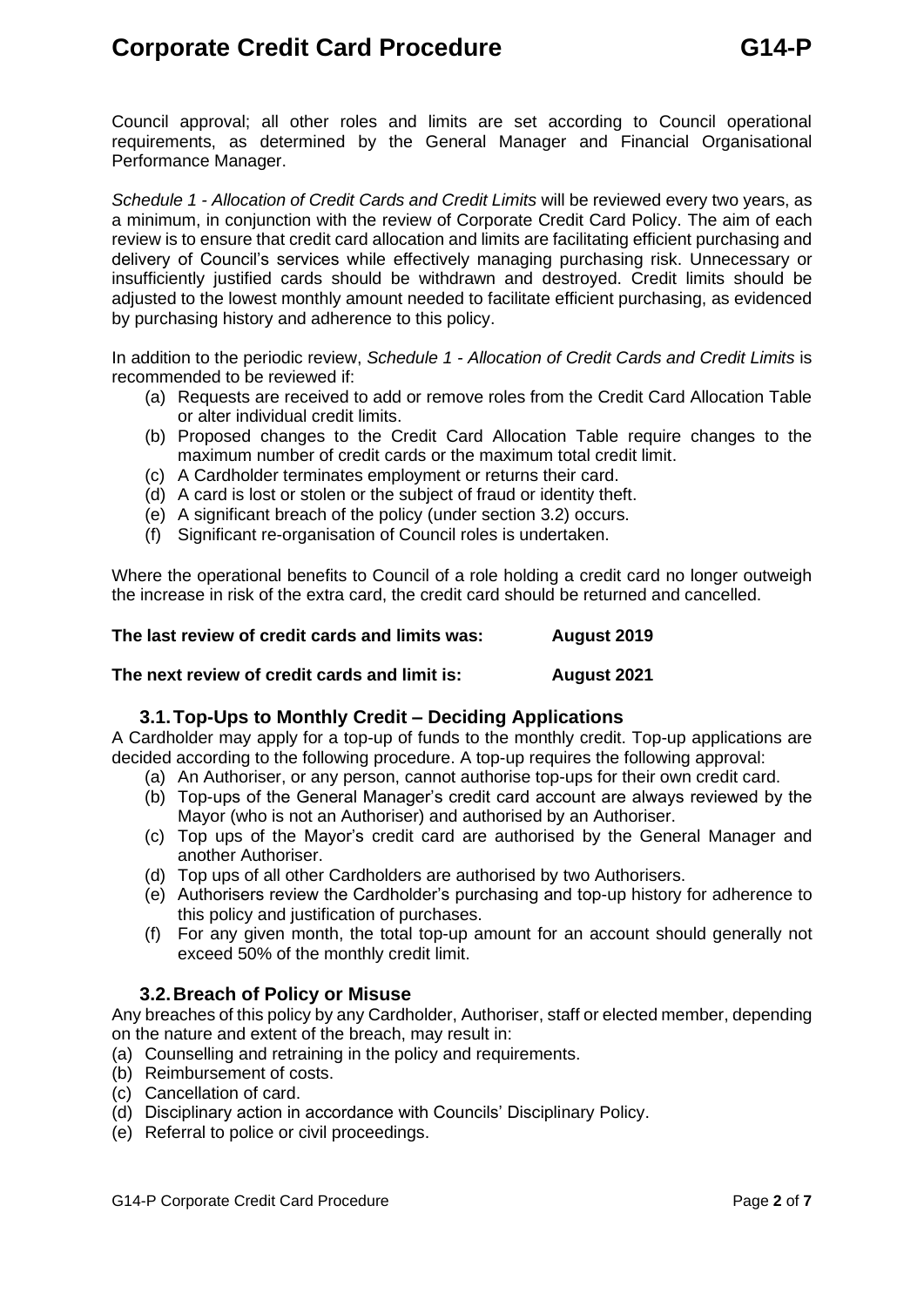Council approval; all other roles and limits are set according to Council operational requirements, as determined by the General Manager and Financial Organisational Performance Manager.

*Schedule 1 - Allocation of Credit Cards and Credit Limits* will be reviewed every two years, as a minimum, in conjunction with the review of Corporate Credit Card Policy. The aim of each review is to ensure that credit card allocation and limits are facilitating efficient purchasing and delivery of Council's services while effectively managing purchasing risk. Unnecessary or insufficiently justified cards should be withdrawn and destroyed. Credit limits should be adjusted to the lowest monthly amount needed to facilitate efficient purchasing, as evidenced by purchasing history and adherence to this policy.

In addition to the periodic review, *Schedule 1 - Allocation of Credit Cards and Credit Limits* is recommended to be reviewed if:

- (a) Requests are received to add or remove roles from the Credit Card Allocation Table or alter individual credit limits.
- (b) Proposed changes to the Credit Card Allocation Table require changes to the maximum number of credit cards or the maximum total credit limit.
- (c) A Cardholder terminates employment or returns their card.
- (d) A card is lost or stolen or the subject of fraud or identity theft.
- (e) A significant breach of the policy (under section 3.2) occurs.
- (f) Significant re-organisation of Council roles is undertaken.

Where the operational benefits to Council of a role holding a credit card no longer outweigh the increase in risk of the extra card, the credit card should be returned and cancelled.

**The last review of credit cards and limits was: August 2019**

**The next review of credit cards and limit is: August 2021**

### 3.1. Top-Ups to Monthly Credit – Deciding Applications

A Cardholder may apply for a top-up of funds to the monthly credit. Top-up applications are decided according to the following procedure. A top-up requires the following approval:

- (a) An Authoriser, or any person, cannot authorise top-ups for their own credit card.
- (b) Top-ups of the General Manager's credit card account are always reviewed by the Mayor (who is not an Authoriser) and authorised by an Authoriser.
- (c) Top ups of the Mayor's credit card are authorised by the General Manager and another Authoriser.
- (d) Top ups of all other Cardholders are authorised by two Authorisers.
- (e) Authorisers review the Cardholder's purchasing and top-up history for adherence to this policy and justification of purchases.
- (f) For any given month, the total top-up amount for an account should generally not exceed 50% of the monthly credit limit.

### 3.2. Breach of Policy or Misuse

Any breaches of this policy by any Cardholder, Authoriser, staff or elected member, depending on the nature and extent of the breach, may result in:

- (a) Counselling and retraining in the policy and requirements.
- (b) Reimbursement of costs.
- (c) Cancellation of card.
- (d) Disciplinary action in accordance with Councils' Disciplinary Policy.
- (e) Referral to police or civil proceedings.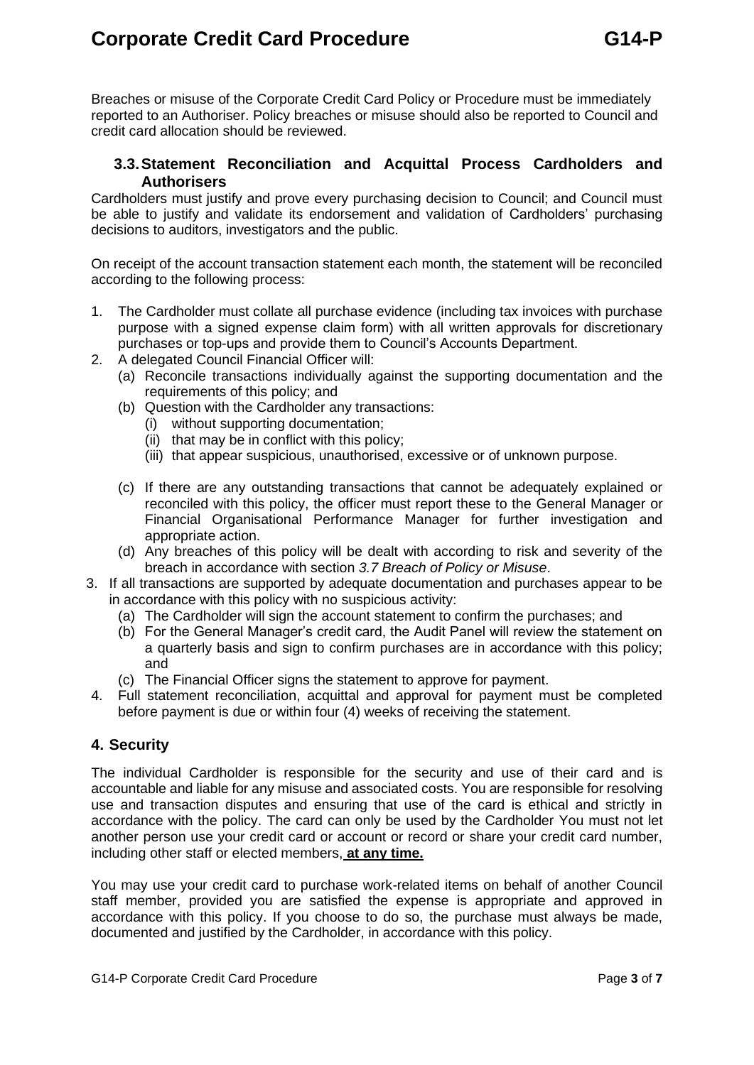Breaches or misuse of the Corporate Credit Card Policy or Procedure must be immediately reported to an Authoriser. Policy breaches or misuse should also be reported to Council and credit card allocation should be reviewed.

### 3.3. Statement Reconciliation and Acquittal Process Cardholders and Authorisers

Cardholders must justify and prove every purchasing decision to Council; and Council must be able to justify and validate its endorsement and validation of Cardholders' purchasing decisions to auditors, investigators and the public.

On receipt of the account transaction statement each month, the statement will be reconciled according to the following process:

1. The Cardholder must collate all purchase evidence (including tax invoices with purchase purpose with a signed expense claim form) with all written approvals for discretionary purchases or top-ups and provide them to Council's Accounts Department.
2. A delegated Council Financial Officer will:
   - (a) Reconcile transactions individually against the supporting documentation and the requirements of this policy; and
   - (b) Question with the Cardholder any transactions:
     - (i) without supporting documentation;
     - (ii) that may be in conflict with this policy;
     - (iii) that appear suspicious, unauthorised, excessive or of unknown purpose.
   - (c) If there are any outstanding transactions that cannot be adequately explained or reconciled with this policy, the officer must report these to the General Manager or Financial Organisational Performance Manager for further investigation and appropriate action.
   - (d) Any breaches of this policy will be dealt with according to risk and severity of the breach in accordance with section *3.7 Breach of Policy or Misuse*.
3. If all transactions are supported by adequate documentation and purchases appear to be in accordance with this policy with no suspicious activity:
   - (a) The Cardholder will sign the account statement to confirm the purchases; and
   - (b) For the General Manager's credit card, the Audit Panel will review the statement on a quarterly basis and sign to confirm purchases are in accordance with this policy; and
   - (c) The Financial Officer signs the statement to approve for payment.
4. Full statement reconciliation, acquittal and approval for payment must be completed before payment is due or within four (4) weeks of receiving the statement.

## 4. Security

The individual Cardholder is responsible for the security and use of their card and is accountable and liable for any misuse and associated costs. You are responsible for resolving use and transaction disputes and ensuring that use of the card is ethical and strictly in accordance with the policy. The card can only be used by the Cardholder You must not let another person use your credit card or account or record or share your credit card number, including other staff or elected members, **at any time.**

You may use your credit card to purchase work-related items on behalf of another Council staff member, provided you are satisfied the expense is appropriate and approved in accordance with this policy. If you choose to do so, the purchase must always be made, documented and justified by the Cardholder, in accordance with this policy.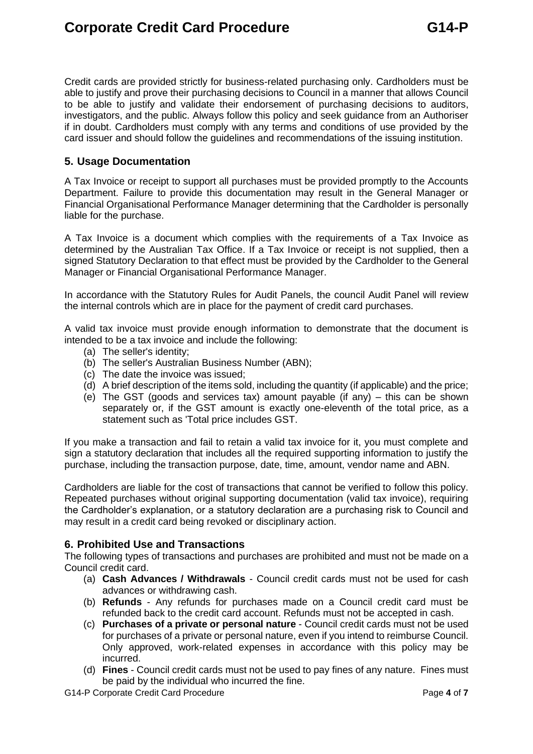Credit cards are provided strictly for business-related purchasing only. Cardholders must be able to justify and prove their purchasing decisions to Council in a manner that allows Council to be able to justify and validate their endorsement of purchasing decisions to auditors, investigators, and the public. Always follow this policy and seek guidance from an Authoriser if in doubt. Cardholders must comply with any terms and conditions of use provided by the card issuer and should follow the guidelines and recommendations of the issuing institution.

## 5. Usage Documentation

A Tax Invoice or receipt to support all purchases must be provided promptly to the Accounts Department. Failure to provide this documentation may result in the General Manager or Financial Organisational Performance Manager determining that the Cardholder is personally liable for the purchase.

A Tax Invoice is a document which complies with the requirements of a Tax Invoice as determined by the Australian Tax Office. If a Tax Invoice or receipt is not supplied, then a signed Statutory Declaration to that effect must be provided by the Cardholder to the General Manager or Financial Organisational Performance Manager.

In accordance with the Statutory Rules for Audit Panels, the council Audit Panel will review the internal controls which are in place for the payment of credit card purchases.

A valid tax invoice must provide enough information to demonstrate that the document is intended to be a tax invoice and include the following:

(a) The seller's identity;
(b) The seller's Australian Business Number (ABN);
(c) The date the invoice was issued;
(d) A brief description of the items sold, including the quantity (if applicable) and the price;
(e) The GST (goods and services tax) amount payable (if any) – this can be shown separately or, if the GST amount is exactly one-eleventh of the total price, as a statement such as 'Total price includes GST.

If you make a transaction and fail to retain a valid tax invoice for it, you must complete and sign a statutory declaration that includes all the required supporting information to justify the purchase, including the transaction purpose, date, time, amount, vendor name and ABN.

Cardholders are liable for the cost of transactions that cannot be verified to follow this policy. Repeated purchases without original supporting documentation (valid tax invoice), requiring the Cardholder's explanation, or a statutory declaration are a purchasing risk to Council and may result in a credit card being revoked or disciplinary action.

## 6. Prohibited Use and Transactions

The following types of transactions and purchases are prohibited and must not be made on a Council credit card.

(a) **Cash Advances / Withdrawals** - Council credit cards must not be used for cash advances or withdrawing cash.
(b) **Refunds** - Any refunds for purchases made on a Council credit card must be refunded back to the credit card account. Refunds must not be accepted in cash.
(c) **Purchases of a private or personal nature** - Council credit cards must not be used for purchases of a private or personal nature, even if you intend to reimburse Council. Only approved, work-related expenses in accordance with this policy may be incurred.
(d) **Fines** - Council credit cards must not be used to pay fines of any nature. Fines must be paid by the individual who incurred the fine.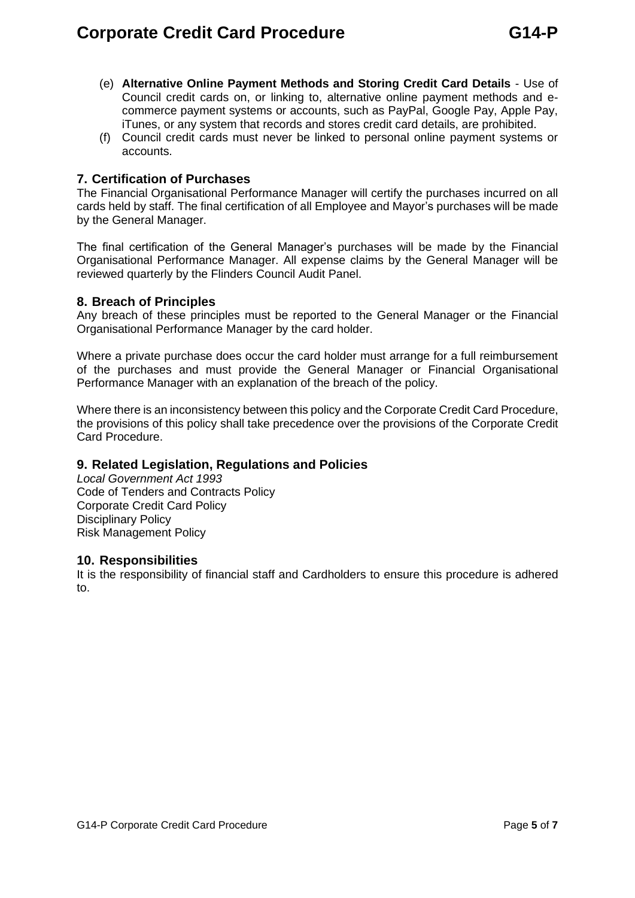(e) **Alternative Online Payment Methods and Storing Credit Card Details** - Use of Council credit cards on, or linking to, alternative online payment methods and e-commerce payment systems or accounts, such as PayPal, Google Pay, Apple Pay, iTunes, or any system that records and stores credit card details, are prohibited.

(f) Council credit cards must never be linked to personal online payment systems or accounts.

## 7. Certification of Purchases

The Financial Organisational Performance Manager will certify the purchases incurred on all cards held by staff. The final certification of all Employee and Mayor's purchases will be made by the General Manager.

The final certification of the General Manager's purchases will be made by the Financial Organisational Performance Manager. All expense claims by the General Manager will be reviewed quarterly by the Flinders Council Audit Panel.

## 8. Breach of Principles

Any breach of these principles must be reported to the General Manager or the Financial Organisational Performance Manager by the card holder.

Where a private purchase does occur the card holder must arrange for a full reimbursement of the purchases and must provide the General Manager or Financial Organisational Performance Manager with an explanation of the breach of the policy.

Where there is an inconsistency between this policy and the Corporate Credit Card Procedure, the provisions of this policy shall take precedence over the provisions of the Corporate Credit Card Procedure.

## 9. Related Legislation, Regulations and Policies

*Local Government Act 1993*
Code of Tenders and Contracts Policy
Corporate Credit Card Policy
Disciplinary Policy
Risk Management Policy

## 10. Responsibilities

It is the responsibility of financial staff and Cardholders to ensure this procedure is adhered to.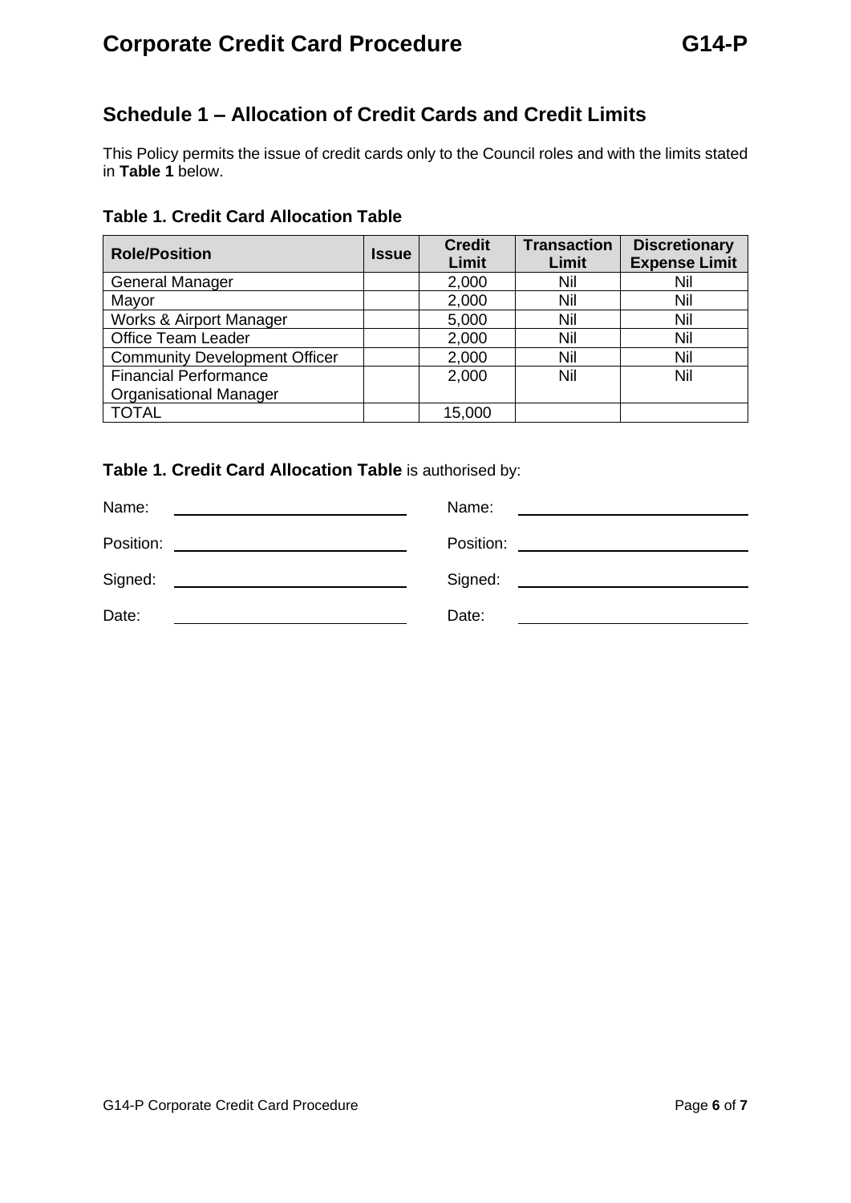## Schedule 1 – Allocation of Credit Cards and Credit Limits

This Policy permits the issue of credit cards only to the Council roles and with the limits stated in **Table 1** below.

### Table 1. Credit Card Allocation Table

| Role/Position | Issue | Credit Limit | Transaction Limit | Discretionary Expense Limit |
|---|---|---|---|---|
| General Manager | | 2,000 | Nil | Nil |
| Mayor | | 2,000 | Nil | Nil |
| Works & Airport Manager | | 5,000 | Nil | Nil |
| Office Team Leader | | 2,000 | Nil | Nil |
| Community Development Officer | | 2,000 | Nil | Nil |
| Financial Performance Organisational Manager | | 2,000 | Nil | Nil |
| TOTAL | | 15,000 | | |

**Table 1. Credit Card Allocation Table** is authorised by:

| | | | |
|---|---|---|---|
| Name: | | Name: | |
| Position: | | Position: | |
| Signed: | | Signed: | |
| Date: | | Date: | |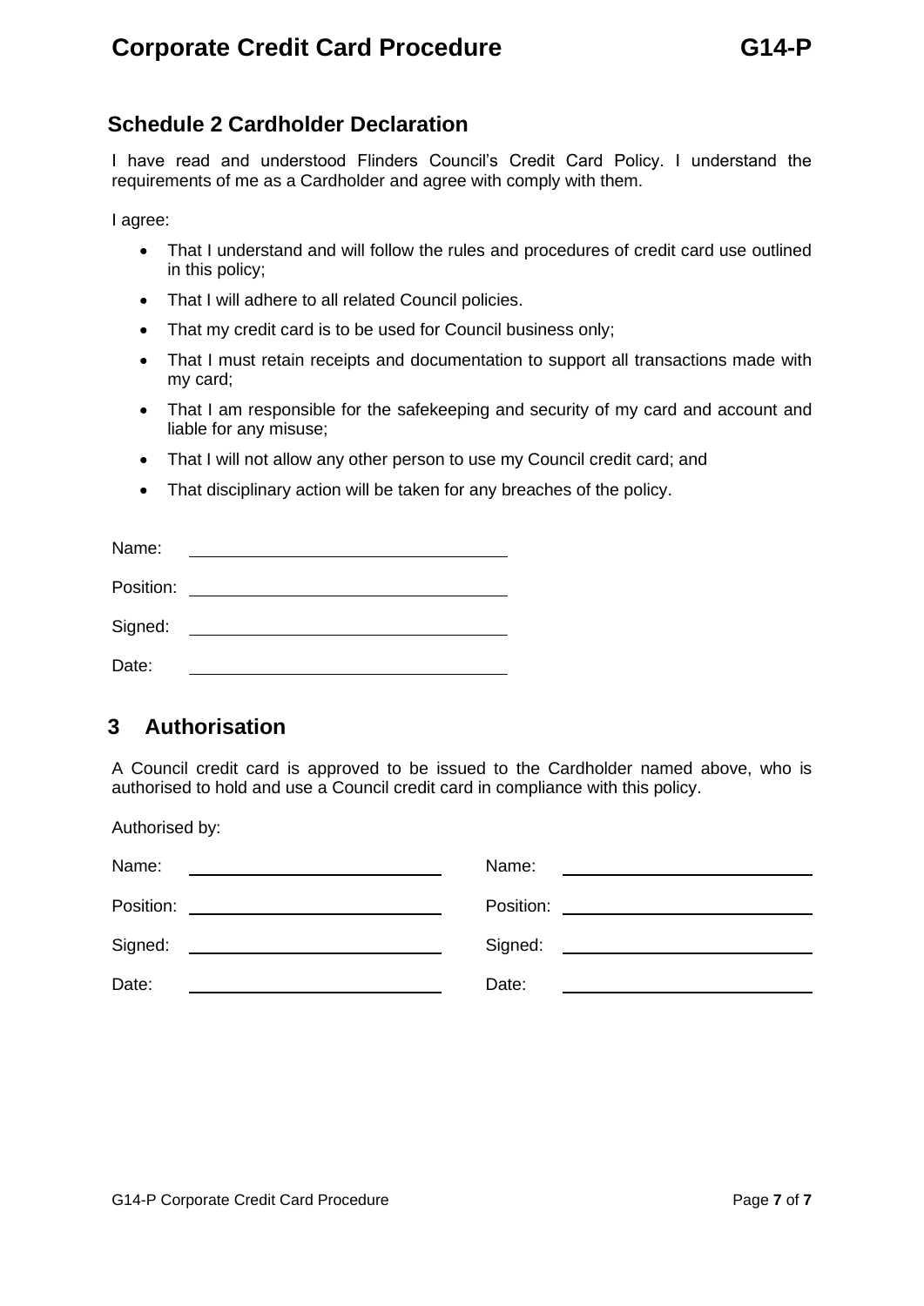## Schedule 2 Cardholder Declaration

I have read and understood Flinders Council's Credit Card Policy. I understand the requirements of me as a Cardholder and agree with comply with them.

I agree:

- That I understand and will follow the rules and procedures of credit card use outlined in this policy;
- That I will adhere to all related Council policies.
- That my credit card is to be used for Council business only;
- That I must retain receipts and documentation to support all transactions made with my card;
- That I am responsible for the safekeeping and security of my card and account and liable for any misuse;
- That I will not allow any other person to use my Council credit card; and
- That disciplinary action will be taken for any breaches of the policy.

Name: ______________________________

Position: ______________________________

Signed: ______________________________

Date: ______________________________

## 3 Authorisation

A Council credit card is approved to be issued to the Cardholder named above, who is authorised to hold and use a Council credit card in compliance with this policy.

Authorised by:

| | |
|---|---|
| Name: ______________________ | Name: ______________________ |
| Position: ______________________ | Position: ______________________ |
| Signed: ______________________ | Signed: ______________________ |
| Date: ______________________ | Date: ______________________ |